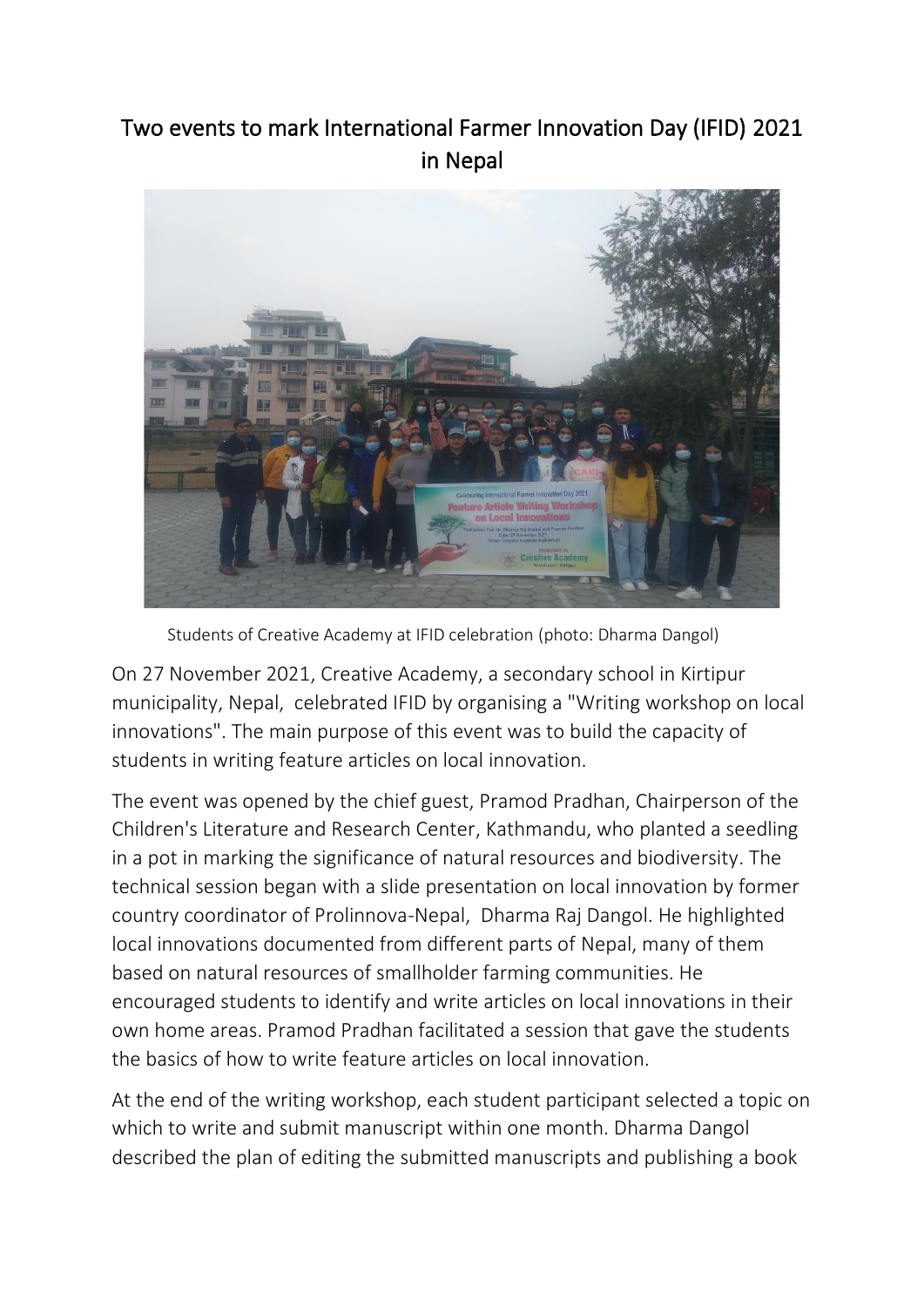# Two events to mark International Farmer Innovation Day (IFID) 2021 in Nepal

Students of Creative Academy at IFID celebration (photo: Dharma Dangol)

On 27 November 2021, Creative Academy, a secondary school in Kirtipur municipality, Nepal, celebrated IFID by organising a "Writing workshop on local innovations". The main purpose of this event was to build the capacity of students in writing feature articles on local innovation.

The event was opened by the chief guest, Pramod Pradhan, Chairperson of the Children's Literature and Research Center, Kathmandu, who planted a seedling in a pot in marking the significance of natural resources and biodiversity. The technical session began with a slide presentation on local innovation by former country coordinator of Prolinnova-Nepal, Dharma Raj Dangol. He highlighted local innovations documented from different parts of Nepal, many of them based on natural resources of smallholder farming communities. He encouraged students to identify and write articles on local innovations in their own home areas. Pramod Pradhan facilitated a session that gave the students the basics of how to write feature articles on local innovation.

At the end of the writing workshop, each student participant selected a topic on which to write and submit manuscript within one month. Dharma Dangol described the plan of editing the submitted manuscripts and publishing a book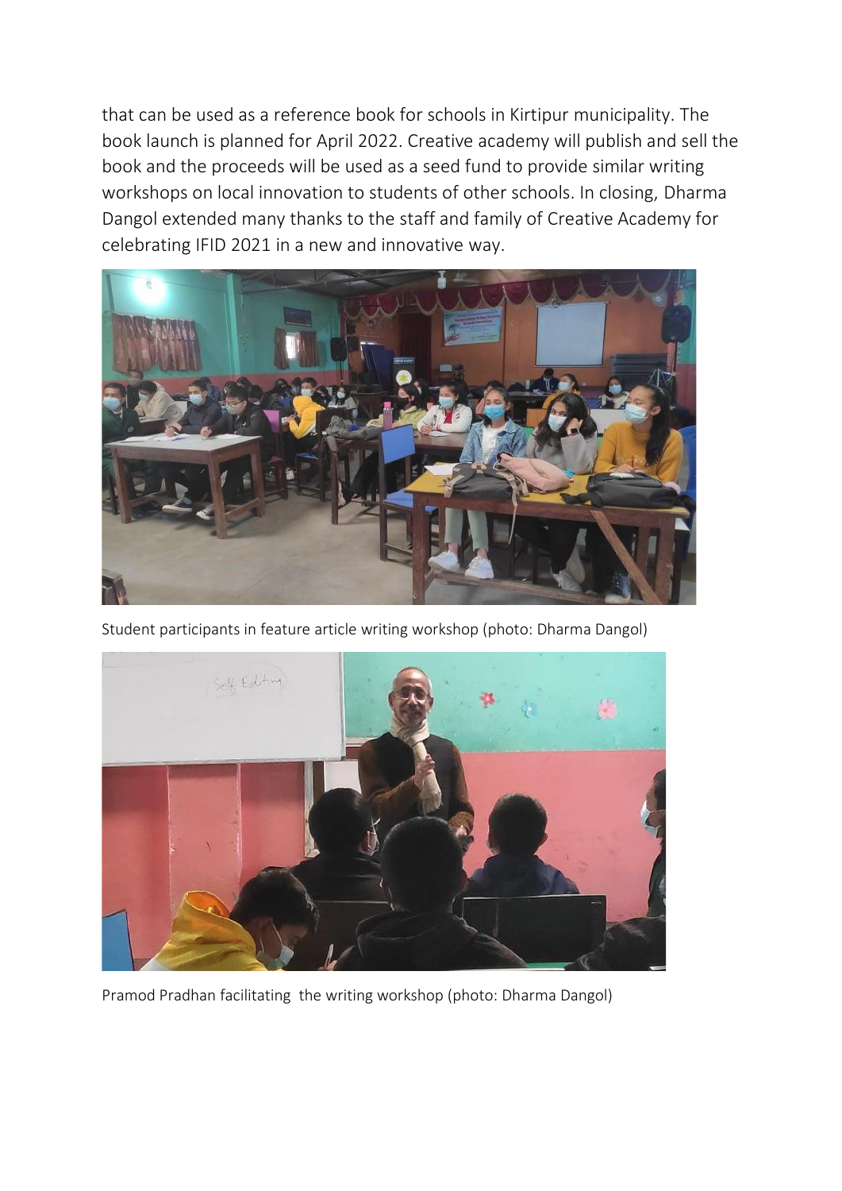that can be used as a reference book for schools in Kirtipur municipality. The book launch is planned for April 2022. Creative academy will publish and sell the book and the proceeds will be used as a seed fund to provide similar writing workshops on local innovation to students of other schools. In closing, Dharma Dangol extended many thanks to the staff and family of Creative Academy for celebrating IFID 2021 in a new and innovative way.

Student participants in feature article writing workshop (photo: Dharma Dangol)

Pramod Pradhan facilitating the writing workshop (photo: Dharma Dangol)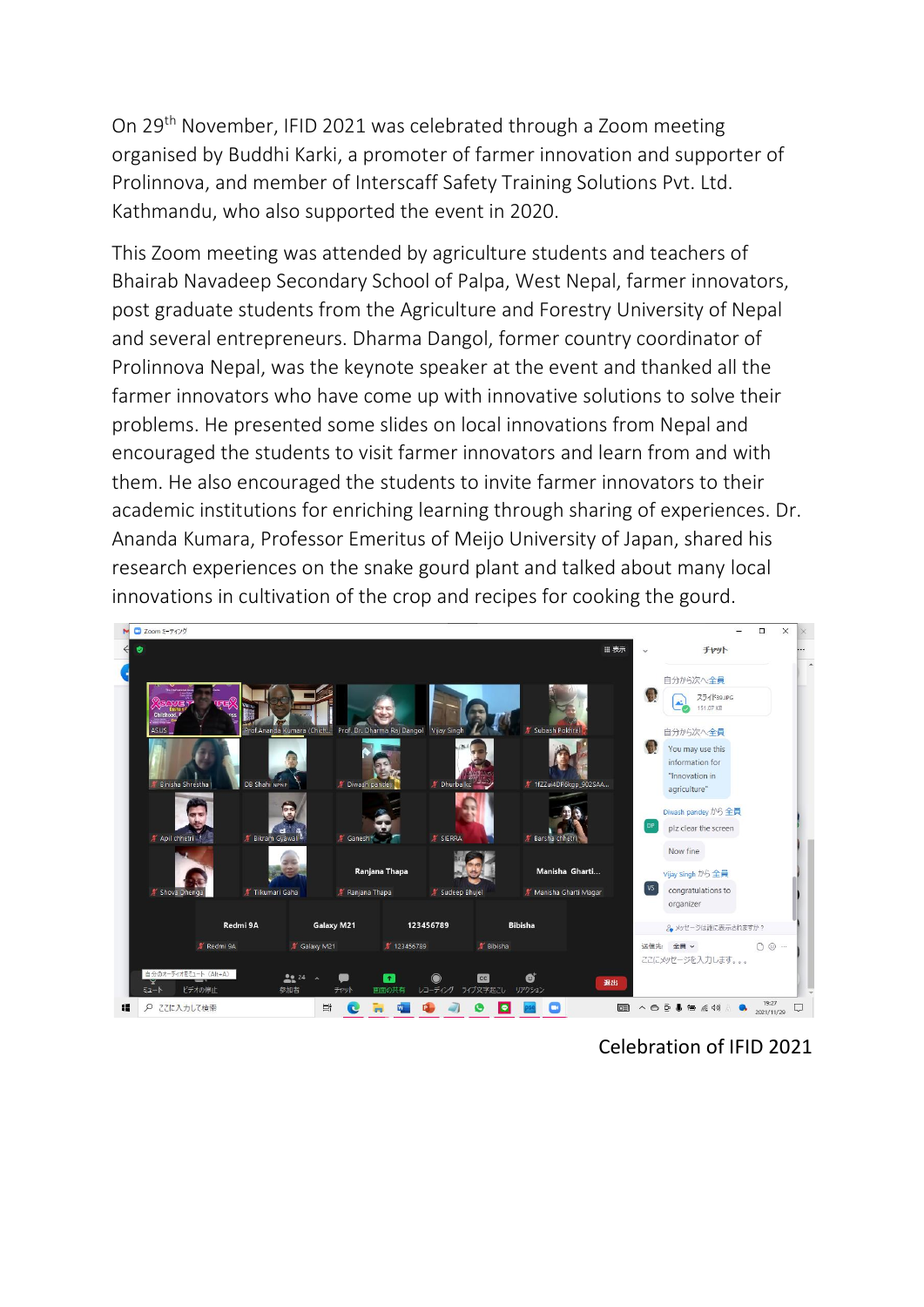On 29th November, IFID 2021 was celebrated through a Zoom meeting organised by Buddhi Karki, a promoter of farmer innovation and supporter of Prolinnova, and member of Interscaff Safety Training Solutions Pvt. Ltd. Kathmandu, who also supported the event in 2020.

This Zoom meeting was attended by agriculture students and teachers of Bhairab Navadeep Secondary School of Palpa, West Nepal, farmer innovators, post graduate students from the Agriculture and Forestry University of Nepal and several entrepreneurs. Dharma Dangol, former country coordinator of Prolinnova Nepal, was the keynote speaker at the event and thanked all the farmer innovators who have come up with innovative solutions to solve their problems. He presented some slides on local innovations from Nepal and encouraged the students to visit farmer innovators and learn from and with them. He also encouraged the students to invite farmer innovators to their academic institutions for enriching learning through sharing of experiences. Dr. Ananda Kumara, Professor Emeritus of Meijo University of Japan, shared his research experiences on the snake gourd plant and talked about many local innovations in cultivation of the crop and recipes for cooking the gourd.

Celebration of IFID 2021